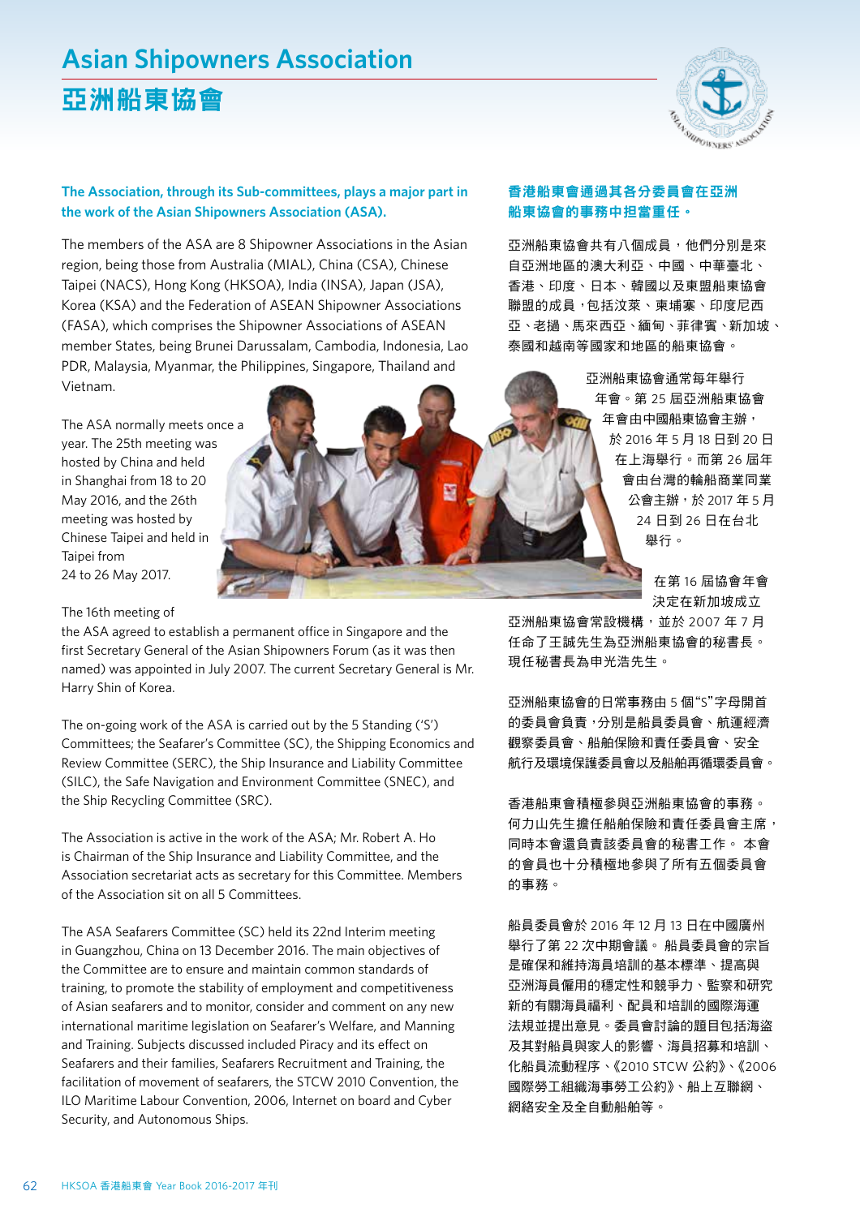# Asian Shipowners Association

# 亞洲船東協會

**The Association, through its Sub-committees, plays a major part in the work of the Asian Shipowners Association (ASA).**

The members of the ASA are 8 Shipowner Associations in the Asian region, being those from Australia (MIAL), China (CSA), Chinese Taipei (NACS), Hong Kong (HKSOA), India (INSA), Japan (JSA), Korea (KSA) and the Federation of ASEAN Shipowner Associations (FASA), which comprises the Shipowner Associations of ASEAN member States, being Brunei Darussalam, Cambodia, Indonesia, Lao PDR, Malaysia, Myanmar, the Philippines, Singapore, Thailand and Vietnam.

The ASA normally meets once a year. The 25th meeting was hosted by China and held in Shanghai from 18 to 20 May 2016, and the 26th meeting was hosted by Chinese Taipei and held in Taipei from 24 to 26 May 2017.

The 16th meeting of the ASA agreed to establish a permanent office in Singapore and the first Secretary General of the Asian Shipowners Forum (as it was then named) was appointed in July 2007. The current Secretary General is Mr. Harry Shin of Korea.

The on-going work of the ASA is carried out by the 5 Standing ('S') Committees; the Seafarer's Committee (SC), the Shipping Economics and Review Committee (SERC), the Ship Insurance and Liability Committee (SILC), the Safe Navigation and Environment Committee (SNEC), and the Ship Recycling Committee (SRC).

The Association is active in the work of the ASA; Mr. Robert A. Ho is Chairman of the Ship Insurance and Liability Committee, and the Association secretariat acts as secretary for this Committee. Members of the Association sit on all 5 Committees.

The ASA Seafarers Committee (SC) held its 22nd Interim meeting in Guangzhou, China on 13 December 2016. The main objectives of the Committee are to ensure and maintain common standards of training, to promote the stability of employment and competitiveness of Asian seafarers and to monitor, consider and comment on any new international maritime legislation on Seafarer's Welfare, and Manning and Training. Subjects discussed included Piracy and its effect on Seafarers and their families, Seafarers Recruitment and Training, the facilitation of movement of seafarers, the STCW 2010 Convention, the ILO Maritime Labour Convention, 2006, Internet on board and Cyber Security, and Autonomous Ships.

**香港船東會通過其各分委員會在亞洲船東協會的事務中担當重任。**

亞洲船東協會共有八個成員，他們分別是來自亞洲地區的澳大利亞、中國、中華臺北、香港、印度、日本、韓國以及東盟船東協會聯盟的成員，包括汶萊、柬埔寨、印度尼西亞、老撾、馬來西亞、緬甸、菲律賓、新加坡、泰國和越南等國家和地區的船東協會。

亞洲船東協會通常每年舉行年會。第 25 屆亞洲船東協會年會由中國船東協會主辦，於 2016 年 5 月 18 日到 20 日在上海舉行。而第 26 屆年會由台灣的輪船商業同業公會主辦，於 2017 年 5 月 24 日到 26 日在台北舉行。

在第 16 屆協會年會決定在新加坡成立亞洲船東協會常設機構，並於 2007 年 7 月任命了王誠先生為亞洲船東協會的秘書長。現任秘書長為申光浩先生。

亞洲船東協會的日常事務由 5 個"S"字母開首的委員會負責，分別是船員委員會、航運經濟觀察委員會、船舶保險和責任委員會、安全航行及環境保護委員會以及船舶再循環委員會。

香港船東會積極參與亞洲船東協會的事務。何力山先生擔任船舶保險和責任委員會主席，同時本會還負責該委員會的秘書工作。 本會的會員也十分積極地參與了所有五個委員會的事務。

船員委員會於 2016 年 12 月 13 日在中國廣州舉行了第 22 次中期會議。 船員委員會的宗旨是確保和維持海員培訓的基本標準、提高與亞洲海員僱用的穩定性和競爭力、監察和研究新的有關海員福利、配員和培訓的國際海運法規並提出意見。委員會討論的題目包括海盜及其對船員與家人的影響、海員招募和培訓、化船員流動程序、《2010 STCW 公約》、《2006 國際勞工組織海事勞工公約》、船上互聯網、網絡安全及全自動船舶等。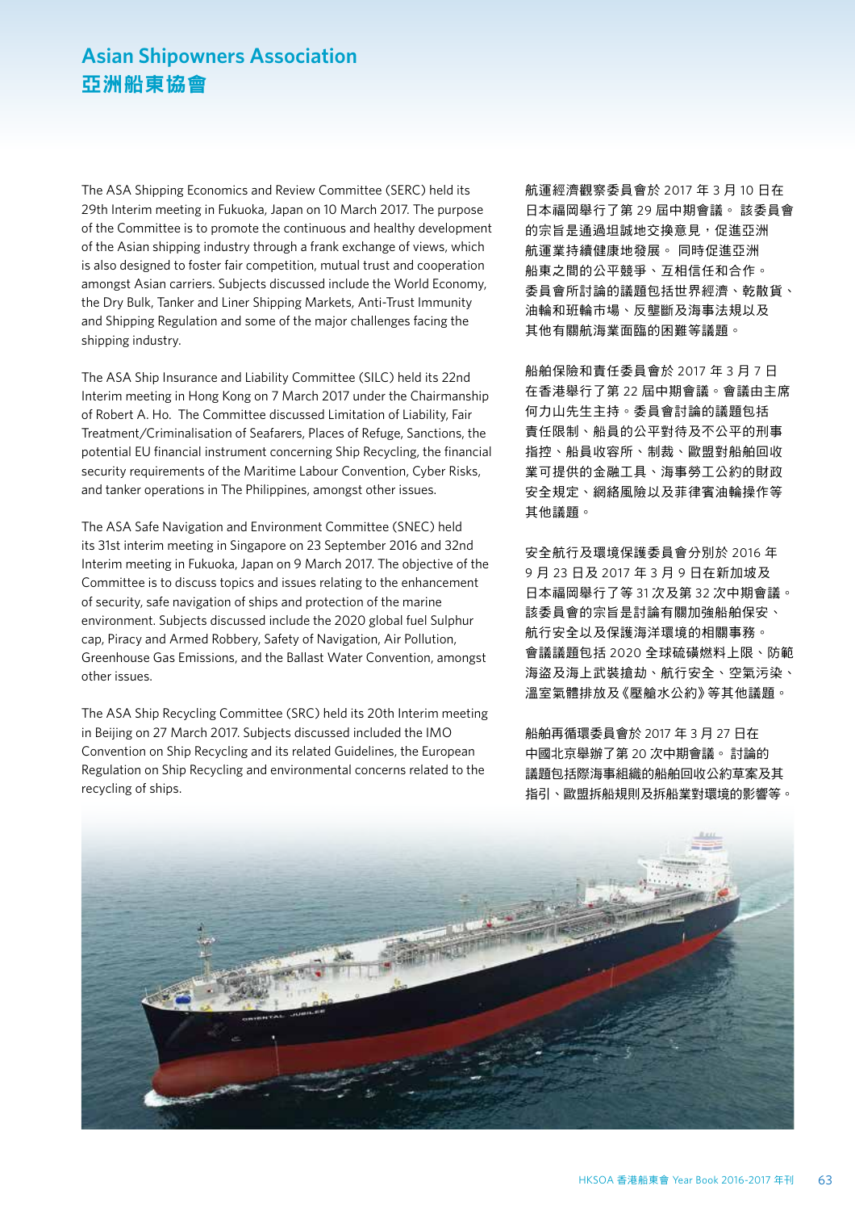## Asian Shipowners Association
## 亞洲船東協會

The ASA Shipping Economics and Review Committee (SERC) held its 29th Interim meeting in Fukuoka, Japan on 10 March 2017. The purpose of the Committee is to promote the continuous and healthy development of the Asian shipping industry through a frank exchange of views, which is also designed to foster fair competition, mutual trust and cooperation amongst Asian carriers. Subjects discussed include the World Economy, the Dry Bulk, Tanker and Liner Shipping Markets, Anti-Trust Immunity and Shipping Regulation and some of the major challenges facing the shipping industry.

The ASA Ship Insurance and Liability Committee (SILC) held its 22nd Interim meeting in Hong Kong on 7 March 2017 under the Chairmanship of Robert A. Ho. The Committee discussed Limitation of Liability, Fair Treatment/Criminalisation of Seafarers, Places of Refuge, Sanctions, the potential EU financial instrument concerning Ship Recycling, the financial security requirements of the Maritime Labour Convention, Cyber Risks, and tanker operations in The Philippines, amongst other issues.

The ASA Safe Navigation and Environment Committee (SNEC) held its 31st interim meeting in Singapore on 23 September 2016 and 32nd Interim meeting in Fukuoka, Japan on 9 March 2017. The objective of the Committee is to discuss topics and issues relating to the enhancement of security, safe navigation of ships and protection of the marine environment. Subjects discussed include the 2020 global fuel Sulphur cap, Piracy and Armed Robbery, Safety of Navigation, Air Pollution, Greenhouse Gas Emissions, and the Ballast Water Convention, amongst other issues.

The ASA Ship Recycling Committee (SRC) held its 20th Interim meeting in Beijing on 27 March 2017. Subjects discussed included the IMO Convention on Ship Recycling and its related Guidelines, the European Regulation on Ship Recycling and environmental concerns related to the recycling of ships.

航運經濟觀察委員會於 2017 年 3 月 10 日在日本福岡舉行了第 29 屆中期會議。 該委員會的宗旨是通過坦誠地交換意見，促進亞洲航運業持續健康地發展。 同時促進亞洲船東之間的公平競爭、互相信任和合作。委員會所討論的議題包括世界經濟、乾散貨、油輪和班輪市場、反壟斷及海事法規以及其他有關航海業面臨的困難等議題。

船舶保險和責任委員會於 2017 年 3 月 7 日在香港舉行了第 22 屆中期會議。會議由主席何力山先生主持。委員會討論的議題包括責任限制、船員的公平對待及不公平的刑事指控、船舶收容所、制裁、歐盟對船舶回收業可提供的金融工具、海事勞工公約的財政安全規定、網絡風險以及菲律賓油輪操作等其他議題。

安全航行及環境保護委員會分別於 2016 年 9 月 23 日及 2017 年 3 月 9 日在新加坡及日本福岡舉行了等 31 次及第 32 次中期會議。該委員會的宗旨是討論有關加強船舶保安、航行安全以及保護海洋環境的相關事務。會議議題包括 2020 全球硫磺燃料上限、防範海盜及海上武裝搶劫、航行安全、空氣污染、溫室氣體排放及《壓艙水公約》等其他議題。

船舶再循環委員會於 2017 年 3 月 27 日在中國北京舉辦了第 20 次中期會議。 討論的議題包括國際海事組織的船舶回收公約草案及其指引、歐盟拆船規則及拆船業對環境的影響等。